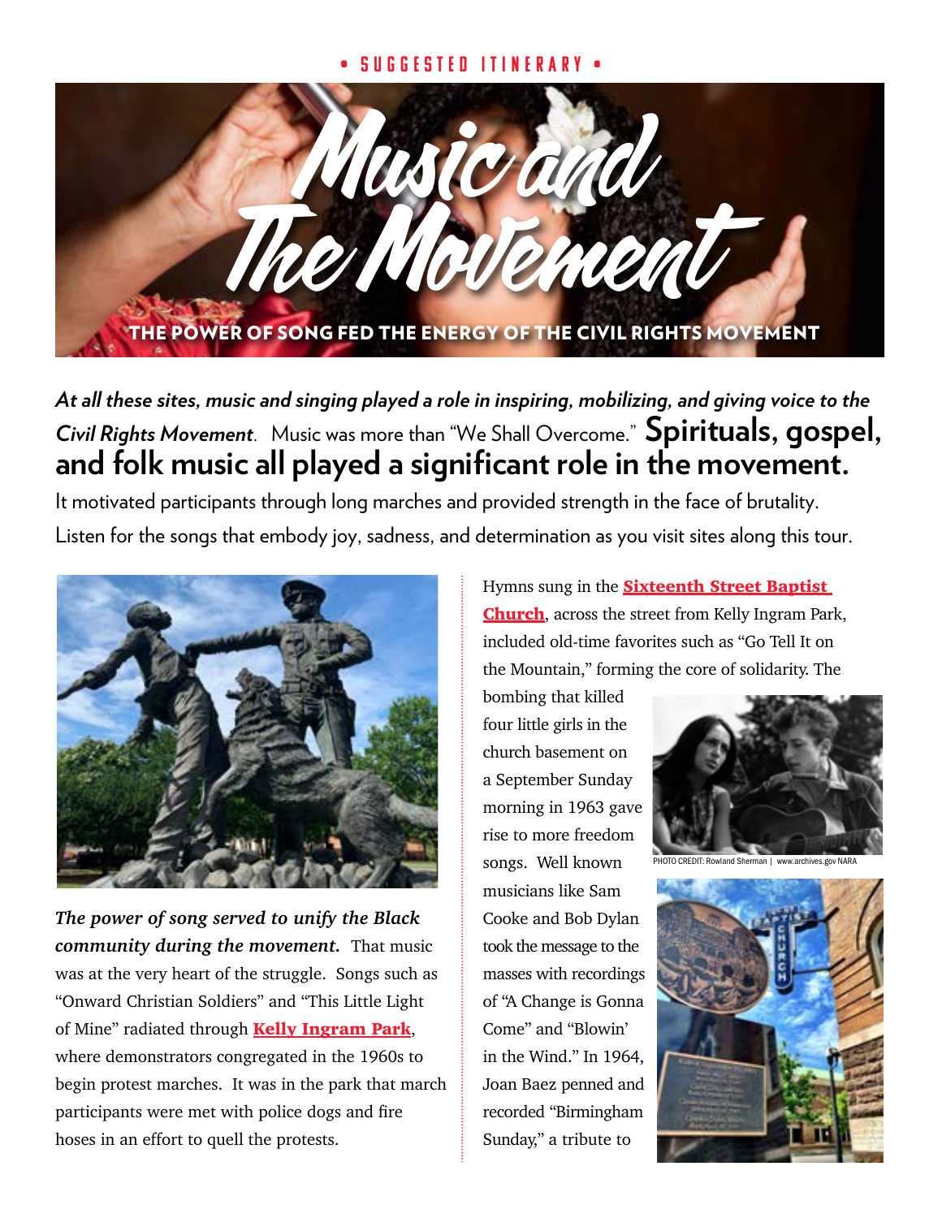• SUGGESTED ITINERARY •

# Music and The Movement

THE POWER OF SONG FED THE ENERGY OF THE CIVIL RIGHTS MOVEMENT

***At all these sites, music and singing played a role in inspiring, mobilizing, and giving voice to the Civil Rights Movement*.** Music was more than "We Shall Overcome." **Spirituals, gospel, and folk music all played a significant role in the movement.** It motivated participants through long marches and provided strength in the face of brutality. Listen for the songs that embody joy, sadness, and determination as you visit sites along this tour.

***The power of song served to unify the Black community during the movement.*** That music was at the very heart of the struggle. Songs such as "Onward Christian Soldiers" and "This Little Light of Mine" radiated through **Kelly Ingram Park**, where demonstrators congregated in the 1960s to begin protest marches. It was in the park that march participants were met with police dogs and fire hoses in an effort to quell the protests.

Hymns sung in the **Sixteenth Street Baptist Church**, across the street from Kelly Ingram Park, included old-time favorites such as "Go Tell It on the Mountain," forming the core of solidarity. The bombing that killed four little girls in the church basement on a September Sunday morning in 1963 gave rise to more freedom songs. Well known musicians like Sam Cooke and Bob Dylan took the message to the masses with recordings of "A Change is Gonna Come" and "Blowin' in the Wind." In 1964, Joan Baez penned and recorded "Birmingham Sunday," a tribute to

PHOTO CREDIT: Rowland Sherman | www.archives.gov NARA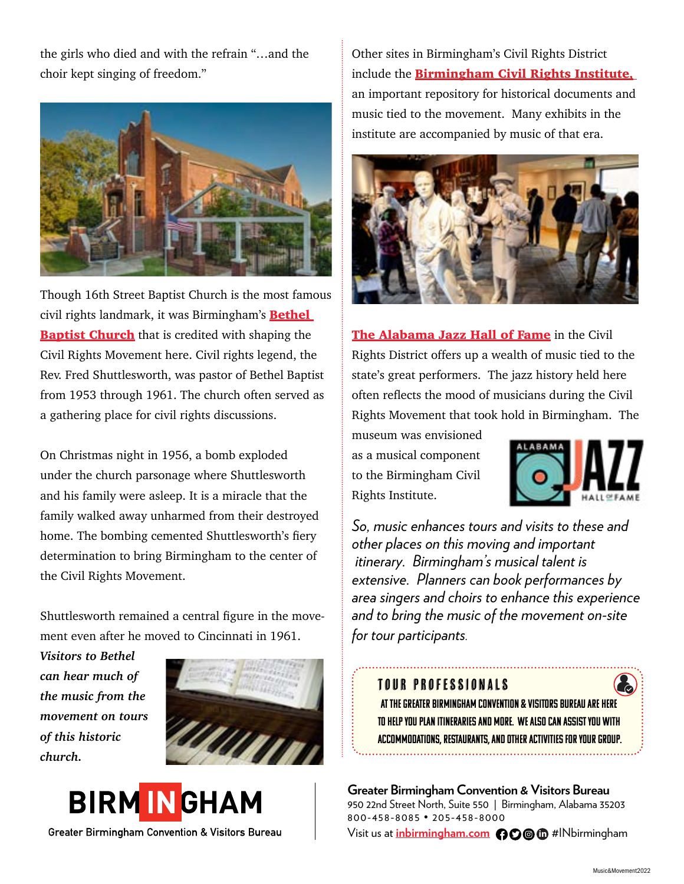the girls who died and with the refrain "…and the choir kept singing of freedom."

Though 16th Street Baptist Church is the most famous civil rights landmark, it was Birmingham's **Bethel Baptist Church** that is credited with shaping the Civil Rights Movement here. Civil rights legend, the Rev. Fred Shuttlesworth, was pastor of Bethel Baptist from 1953 through 1961. The church often served as a gathering place for civil rights discussions.

On Christmas night in 1956, a bomb exploded under the church parsonage where Shuttlesworth and his family were asleep. It is a miracle that the family walked away unharmed from their destroyed home. The bombing cemented Shuttlesworth's fiery determination to bring Birmingham to the center of the Civil Rights Movement.

Shuttlesworth remained a central figure in the movement even after he moved to Cincinnati in 1961.

***Visitors to Bethel can hear much of the music from the movement on tours of this historic church.***

Other sites in Birmingham's Civil Rights District include the **Birmingham Civil Rights Institute,** an important repository for historical documents and music tied to the movement. Many exhibits in the institute are accompanied by music of that era.

**The Alabama Jazz Hall of Fame** in the Civil Rights District offers up a wealth of music tied to the state's great performers. The jazz history held here often reflects the mood of musicians during the Civil Rights Movement that took hold in Birmingham. The museum was envisioned as a musical component to the Birmingham Civil Rights Institute.

ALABAMA JAZZ HALL OF FAME

*So, music enhances tours and visits to these and other places on this moving and important itinerary. Birmingham's musical talent is extensive. Planners can book performances by area singers and choirs to enhance this experience and to bring the music of the movement on-site for tour participants.*

**TOUR PROFESSIONALS**

AT THE GREATER BIRMINGHAM CONVENTION & VISITORS BUREAU ARE HERE TO HELP YOU PLAN ITINERARIES AND MORE. WE ALSO CAN ASSIST YOU WITH ACCOMMODATIONS, RESTAURANTS, AND OTHER ACTIVITIES FOR YOUR GROUP.

BIRMINGHAM
Greater Birmingham Convention & Visitors Bureau

**Greater Birmingham Convention & Visitors Bureau**
950 22nd Street North, Suite 550 | Birmingham, Alabama 35203
800-458-8085 • 205-458-8000
Visit us at **inbirmingham.com** #INbirmingham

Music&Movement2022